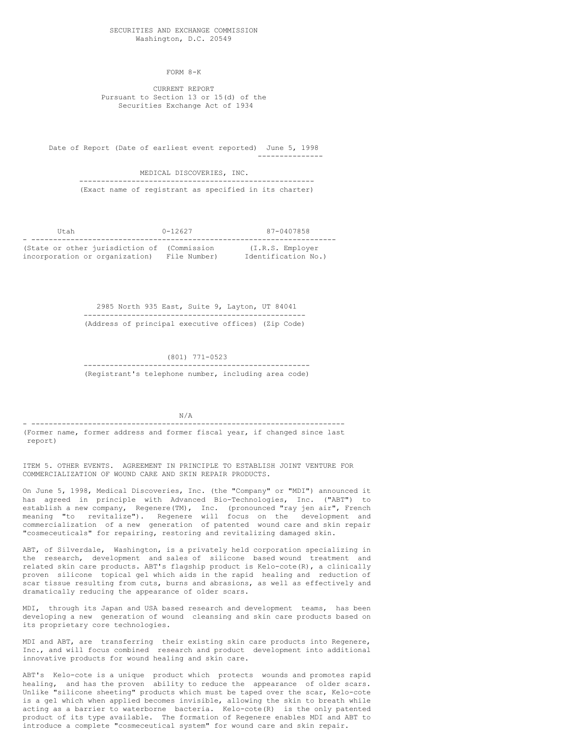SECURITIES AND EXCHANGE COMMISSION
Washington, D.C. 20549

FORM 8-K

CURRENT REPORT
Pursuant to Section 13 or 15(d) of the
Securities Exchange Act of 1934

Date of Report (Date of earliest event reported) June 5, 1998

MEDICAL DISCOVERIES, INC.
(Exact name of registrant as specified in its charter)

| Utah | 0-12627 | 87-0407858 |
|---|---|---|
| (State or other jurisdiction of incorporation or organization) | (Commission File Number) | (I.R.S. Employer Identification No.) |

2985 North 935 East, Suite 9, Layton, UT 84041
(Address of principal executive offices) (Zip Code)

(801) 771-0523
(Registrant's telephone number, including area code)

N/A
(Former name, former address and former fiscal year, if changed since last report)

ITEM 5. OTHER EVENTS. AGREEMENT IN PRINCIPLE TO ESTABLISH JOINT VENTURE FOR COMMERCIALIZATION OF WOUND CARE AND SKIN REPAIR PRODUCTS.

On June 5, 1998, Medical Discoveries, Inc. (the "Company" or "MDI") announced it has agreed in principle with Advanced Bio-Technologies, Inc. ("ABT") to establish a new company, Regenere(TM), Inc. (pronounced "ray jen air", French meaning "to revitalize"). Regenere will focus on the development and commercialization of a new generation of patented wound care and skin repair "cosmeceuticals" for repairing, restoring and revitalizing damaged skin.

ABT, of Silverdale, Washington, is a privately held corporation specializing in the research, development and sales of silicone based wound treatment and related skin care products. ABT's flagship product is Kelo-cote(R), a clinically proven silicone topical gel which aids in the rapid healing and reduction of scar tissue resulting from cuts, burns and abrasions, as well as effectively and dramatically reducing the appearance of older scars.

MDI, through its Japan and USA based research and development teams, has been developing a new generation of wound cleansing and skin care products based on its proprietary core technologies.

MDI and ABT, are transferring their existing skin care products into Regenere, Inc., and will focus combined research and product development into additional innovative products for wound healing and skin care.

ABT's Kelo-cote is a unique product which protects wounds and promotes rapid healing, and has the proven ability to reduce the appearance of older scars. Unlike "silicone sheeting" products which must be taped over the scar, Kelo-cote is a gel which when applied becomes invisible, allowing the skin to breath while acting as a barrier to waterborne bacteria. Kelo-cote(R) is the only patented product of its type available. The formation of Regenere enables MDI and ABT to introduce a complete "cosmeceutical system" for wound care and skin repair.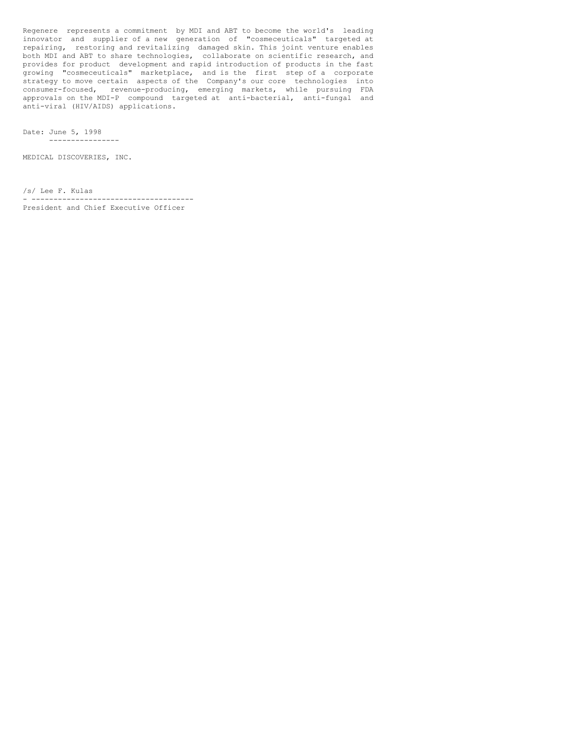Regenere represents a commitment by MDI and ABT to become the world's leading innovator and supplier of a new generation of "cosmeceuticals" targeted at repairing, restoring and revitalizing damaged skin. This joint venture enables both MDI and ABT to share technologies, collaborate on scientific research, and provides for product development and rapid introduction of products in the fast growing "cosmeceuticals" marketplace, and is the first step of a corporate strategy to move certain aspects of the Company's our core technologies into consumer-focused, revenue-producing, emerging markets, while pursuing FDA approvals on the MDI-P compound targeted at anti-bacterial, anti-fungal and anti-viral (HIV/AIDS) applications.

Date: June 5, 1998

MEDICAL DISCOVERIES, INC.

/s/ Lee F. Kulas

President and Chief Executive Officer